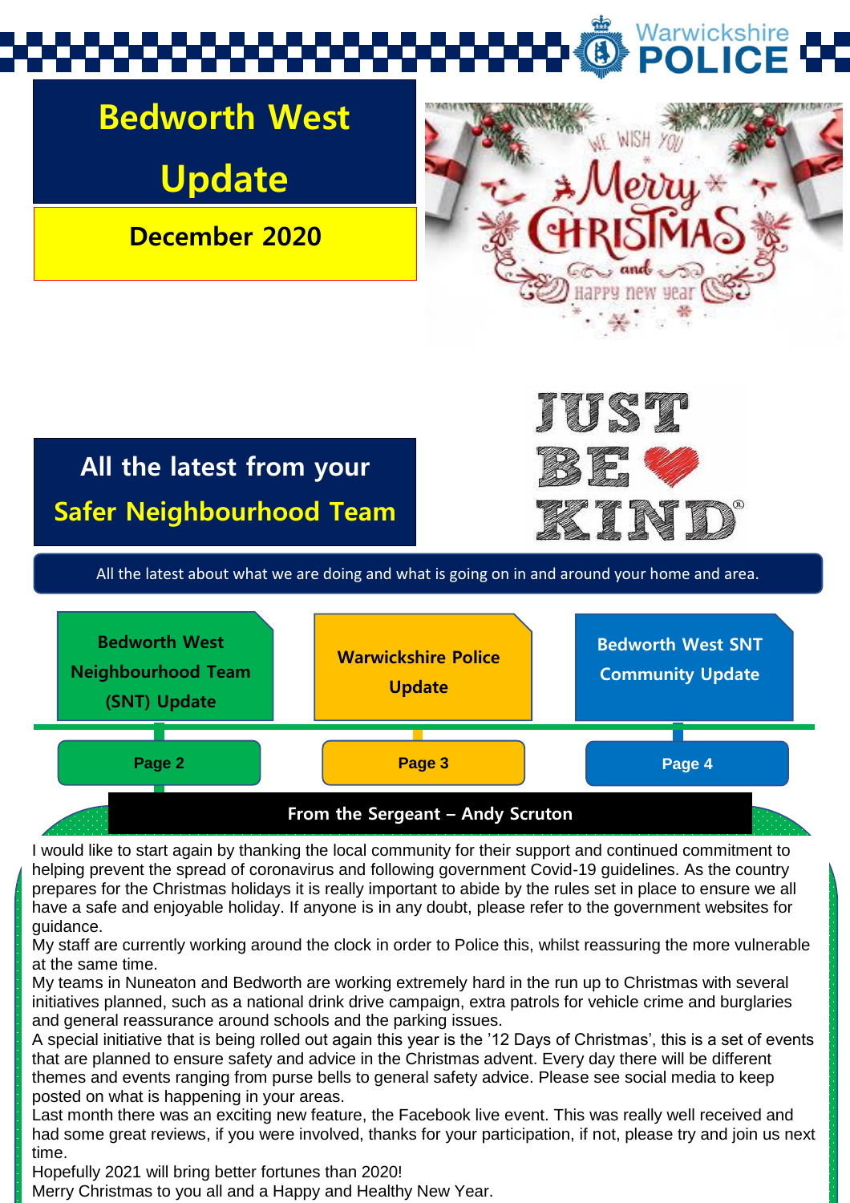# Bedworth West Update

**December 2020**

## All the latest from your Safer Neighbourhood Team

All the latest about what we are doing and what is going on in and around your home and area.

| Bedworth West Neighbourhood Team (SNT) Update | Warwickshire Police Update | Bedworth West SNT Community Update |
|---|---|---|
| Page 2 | Page 3 | Page 4 |

## From the Sergeant – Andy Scruton

I would like to start again by thanking the local community for their support and continued commitment to helping prevent the spread of coronavirus and following government Covid-19 guidelines. As the country prepares for the Christmas holidays it is really important to abide by the rules set in place to ensure we all have a safe and enjoyable holiday. If anyone is in any doubt, please refer to the government websites for guidance.

My staff are currently working around the clock in order to Police this, whilst reassuring the more vulnerable at the same time.

My teams in Nuneaton and Bedworth are working extremely hard in the run up to Christmas with several initiatives planned, such as a national drink drive campaign, extra patrols for vehicle crime and burglaries and general reassurance around schools and the parking issues.

A special initiative that is being rolled out again this year is the '12 Days of Christmas', this is a set of events that are planned to ensure safety and advice in the Christmas advent. Every day there will be different themes and events ranging from purse bells to general safety advice. Please see social media to keep posted on what is happening in your areas.

Last month there was an exciting new feature, the Facebook live event. This was really well received and had some great reviews, if you were involved, thanks for your participation, if not, please try and join us next time.

Hopefully 2021 will bring better fortunes than 2020!

Merry Christmas to you all and a Happy and Healthy New Year.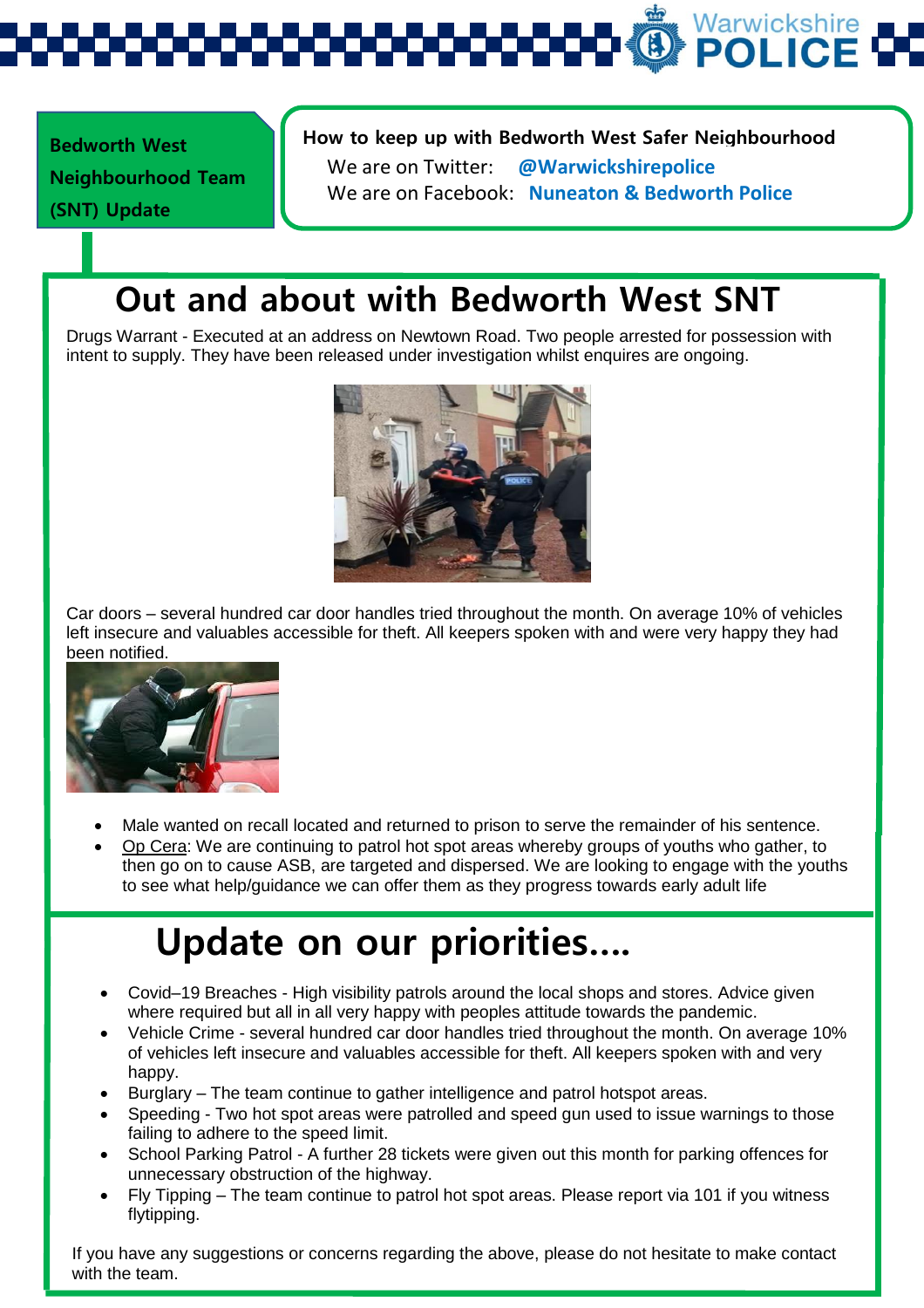**Bedworth West Neighbourhood Team (SNT) Update**

**How to keep up with Bedworth West Safer Neighbourhood**

We are on Twitter: **@Warwickshirepolice**

We are on Facebook: **Nuneaton & Bedworth Police**

# Out and about with Bedworth West SNT

Drugs Warrant - Executed at an address on Newtown Road. Two people arrested for possession with intent to supply. They have been released under investigation whilst enquires are ongoing.

Car doors – several hundred car door handles tried throughout the month. On average 10% of vehicles left insecure and valuables accessible for theft. All keepers spoken with and were very happy they had been notified.

- Male wanted on recall located and returned to prison to serve the remainder of his sentence.
- Op Cera: We are continuing to patrol hot spot areas whereby groups of youths who gather, to then go on to cause ASB, are targeted and dispersed. We are looking to engage with the youths to see what help/guidance we can offer them as they progress towards early adult life

# Update on our priorities....

- Covid–19 Breaches - High visibility patrols around the local shops and stores. Advice given where required but all in all very happy with peoples attitude towards the pandemic.
- Vehicle Crime - several hundred car door handles tried throughout the month. On average 10% of vehicles left insecure and valuables accessible for theft. All keepers spoken with and very happy.
- Burglary – The team continue to gather intelligence and patrol hotspot areas.
- Speeding - Two hot spot areas were patrolled and speed gun used to issue warnings to those failing to adhere to the speed limit.
- School Parking Patrol - A further 28 tickets were given out this month for parking offences for unnecessary obstruction of the highway.
- Fly Tipping – The team continue to patrol hot spot areas. Please report via 101 if you witness flytipping.

If you have any suggestions or concerns regarding the above, please do not hesitate to make contact with the team.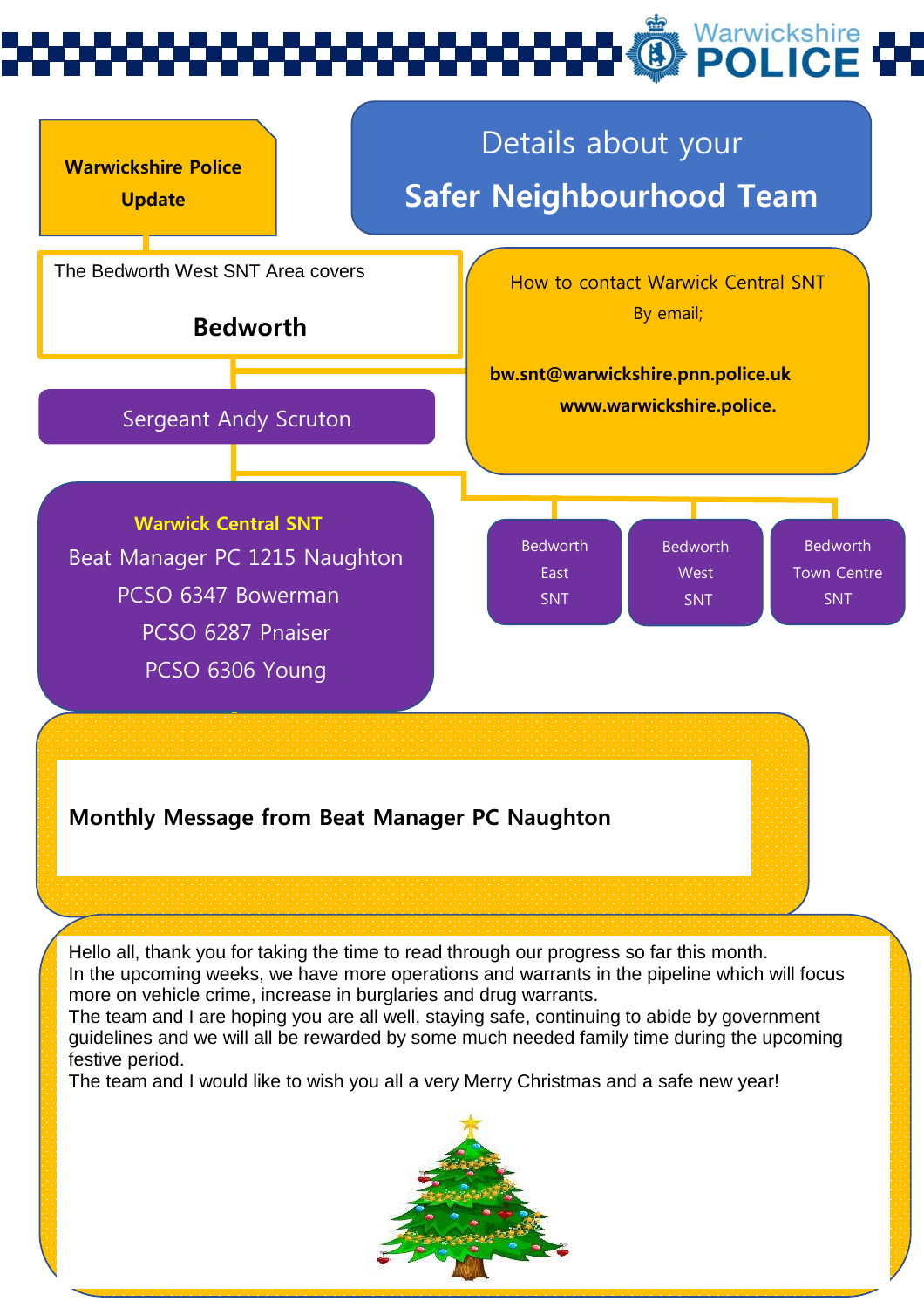Warwickshire POLICE

**Warwickshire Police Update**

# Details about your Safer Neighbourhood Team

The Bedworth West SNT Area covers

**Bedworth**

How to contact Warwick Central SNT

By email;

**bw.snt@warwickshire.pnn.police.uk**

**www.warwickshire.police.**

Sergeant Andy Scruton

**Warwick Central SNT**

Beat Manager PC 1215 Naughton

PCSO 6347 Bowerman

PCSO 6287 Pnaiser

PCSO 6306 Young

Bedworth East SNT

Bedworth West SNT

Bedworth Town Centre SNT

## Monthly Message from Beat Manager PC Naughton

Hello all, thank you for taking the time to read through our progress so far this month.
In the upcoming weeks, we have more operations and warrants in the pipeline which will focus more on vehicle crime, increase in burglaries and drug warrants.
The team and I are hoping you are all well, staying safe, continuing to abide by government guidelines and we will all be rewarded by some much needed family time during the upcoming festive period.
The team and I would like to wish you all a very Merry Christmas and a safe new year!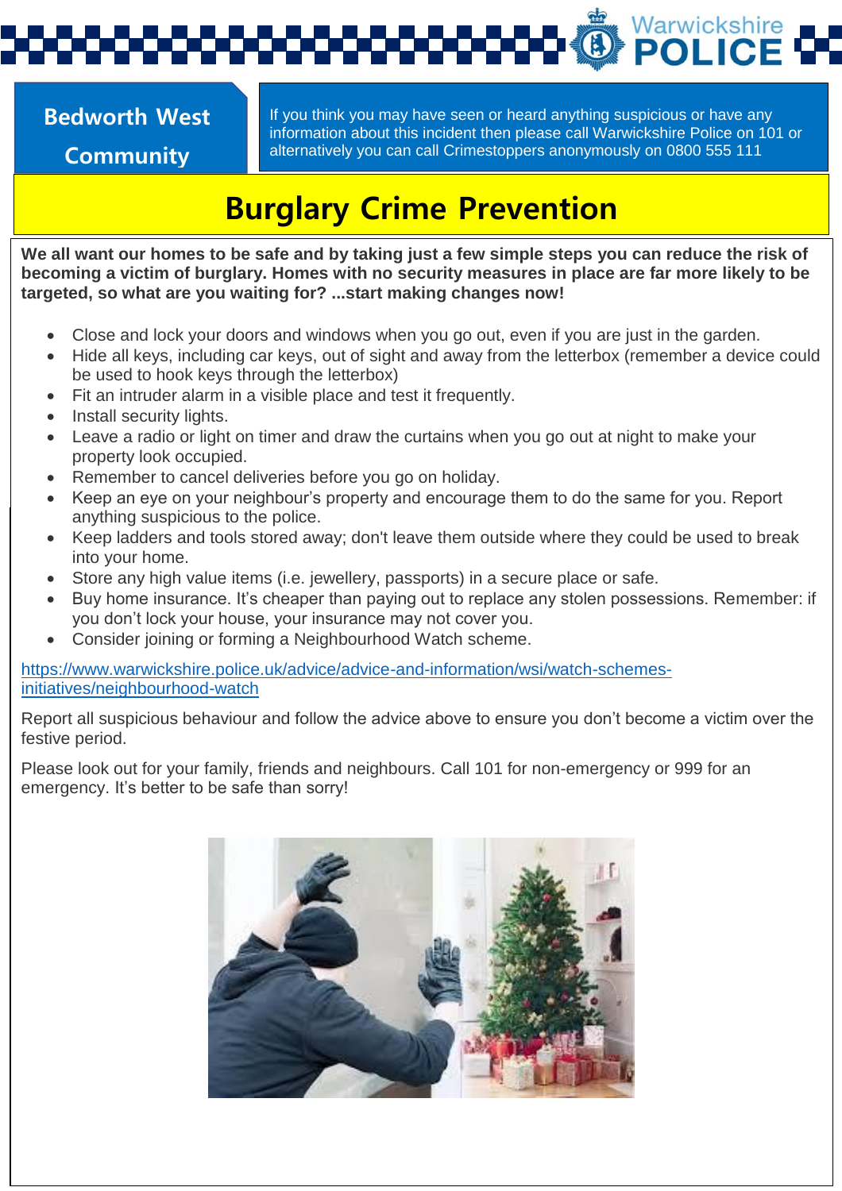**Bedworth West Community**

If you think you may have seen or heard anything suspicious or have any information about this incident then please call Warwickshire Police on 101 or alternatively you can call Crimestoppers anonymously on 0800 555 111

# Burglary Crime Prevention

**We all want our homes to be safe and by taking just a few simple steps you can reduce the risk of becoming a victim of burglary. Homes with no security measures in place are far more likely to be targeted, so what are you waiting for? ...start making changes now!**

- Close and lock your doors and windows when you go out, even if you are just in the garden.
- Hide all keys, including car keys, out of sight and away from the letterbox (remember a device could be used to hook keys through the letterbox)
- Fit an intruder alarm in a visible place and test it frequently.
- Install security lights.
- Leave a radio or light on timer and draw the curtains when you go out at night to make your property look occupied.
- Remember to cancel deliveries before you go on holiday.
- Keep an eye on your neighbour's property and encourage them to do the same for you. Report anything suspicious to the police.
- Keep ladders and tools stored away; don't leave them outside where they could be used to break into your home.
- Store any high value items (i.e. jewellery, passports) in a secure place or safe.
- Buy home insurance. It's cheaper than paying out to replace any stolen possessions. Remember: if you don't lock your house, your insurance may not cover you.
- Consider joining or forming a Neighbourhood Watch scheme.

https://www.warwickshire.police.uk/advice/advice-and-information/wsi/watch-schemes-initiatives/neighbourhood-watch

Report all suspicious behaviour and follow the advice above to ensure you don't become a victim over the festive period.

Please look out for your family, friends and neighbours. Call 101 for non-emergency or 999 for an emergency. It's better to be safe than sorry!